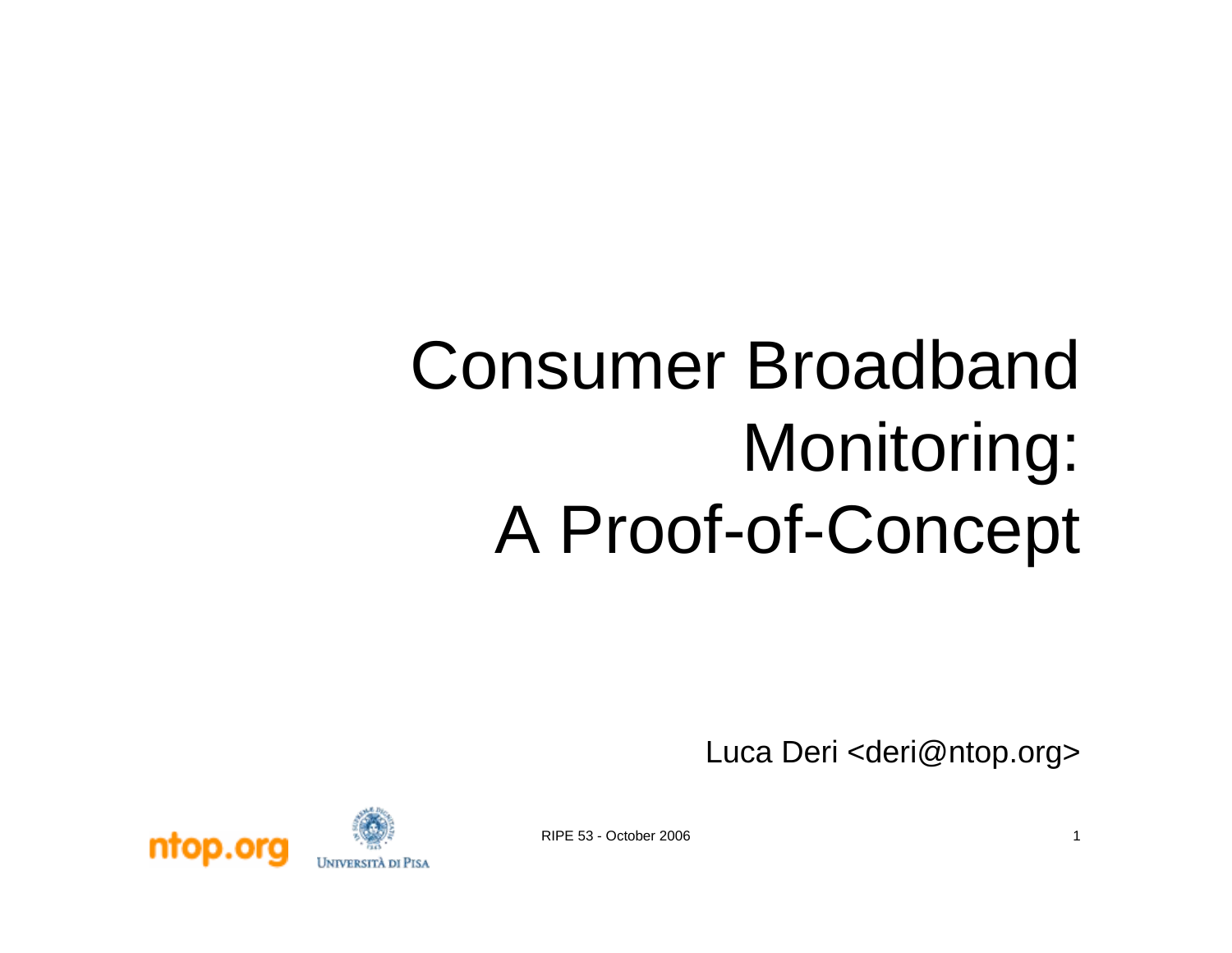# Consumer Broadband Monitoring: A Proof-of-Concept

Luca Deri <deri@ntop.org>

RIPE 53 - October 2006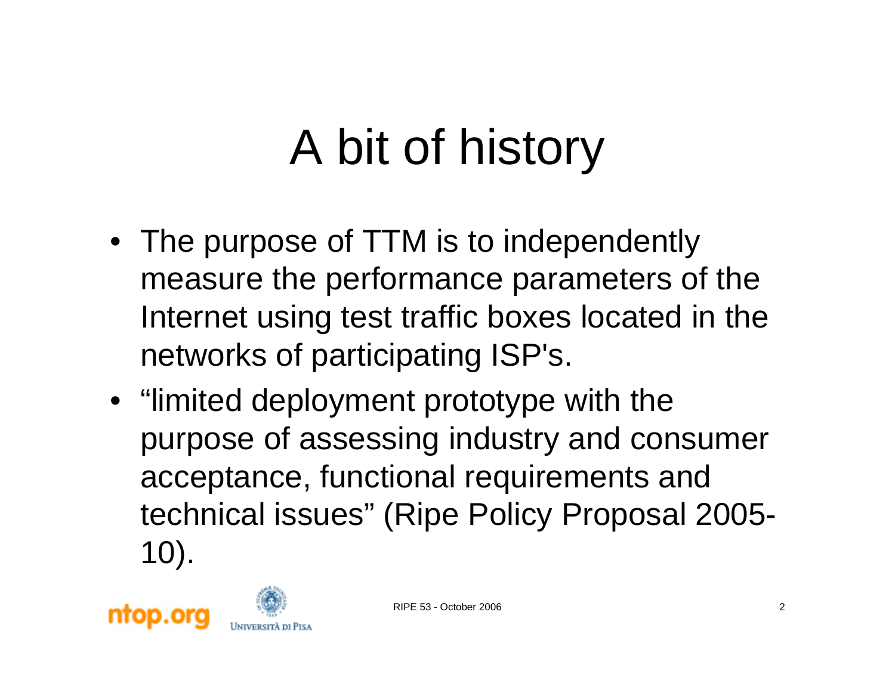# A bit of history

- The purpose of TTM is to independently measure the performance parameters of the Internet using test traffic boxes located in the networks of participating ISP's.
- "limited deployment prototype with the purpose of assessing industry and consumer acceptance, functional requirements and technical issues" (Ripe Policy Proposal 2005-10).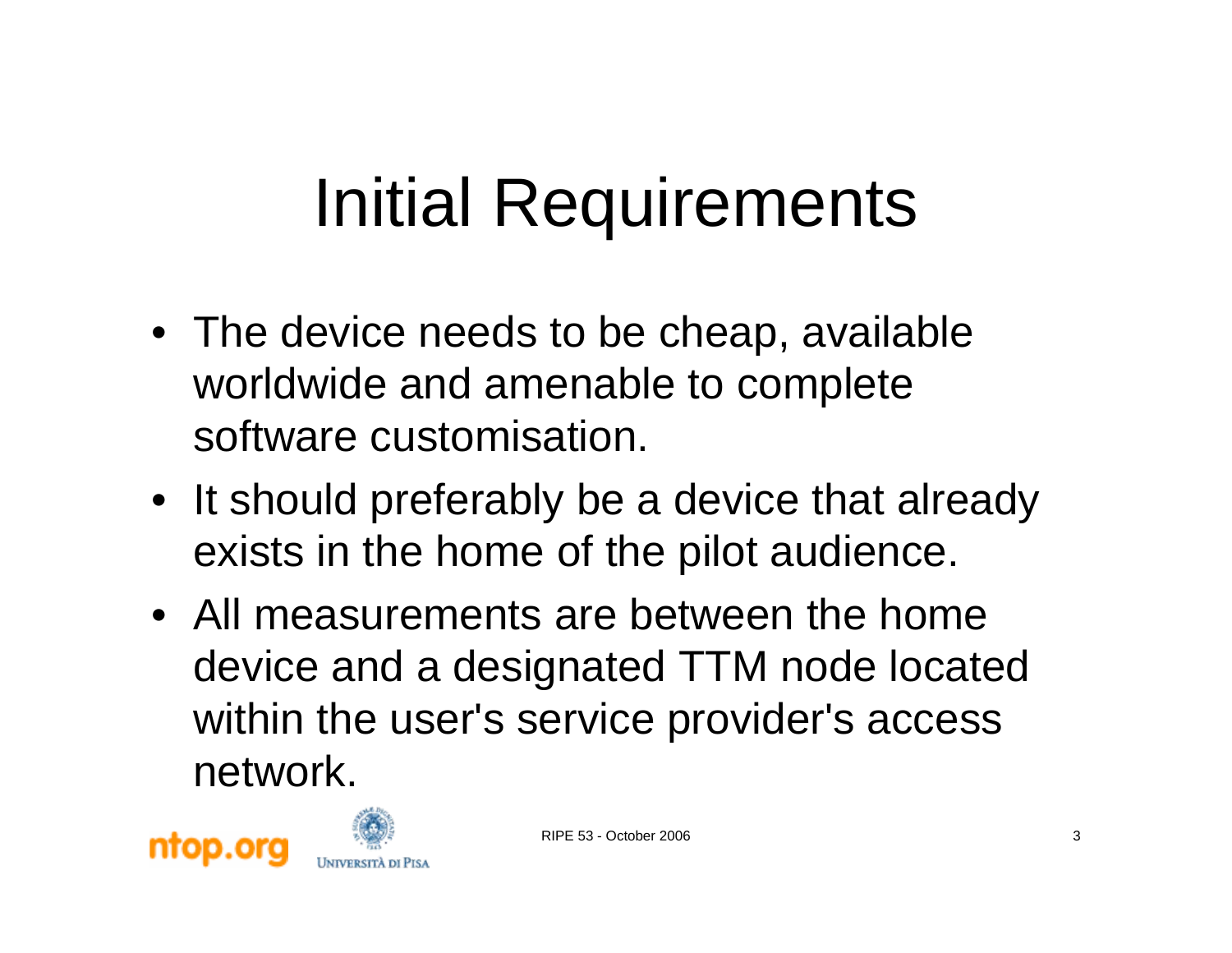# Initial Requirements

- The device needs to be cheap, available worldwide and amenable to complete software customisation.
- It should preferably be a device that already exists in the home of the pilot audience.
- All measurements are between the home device and a designated TTM node located within the user's service provider's access network.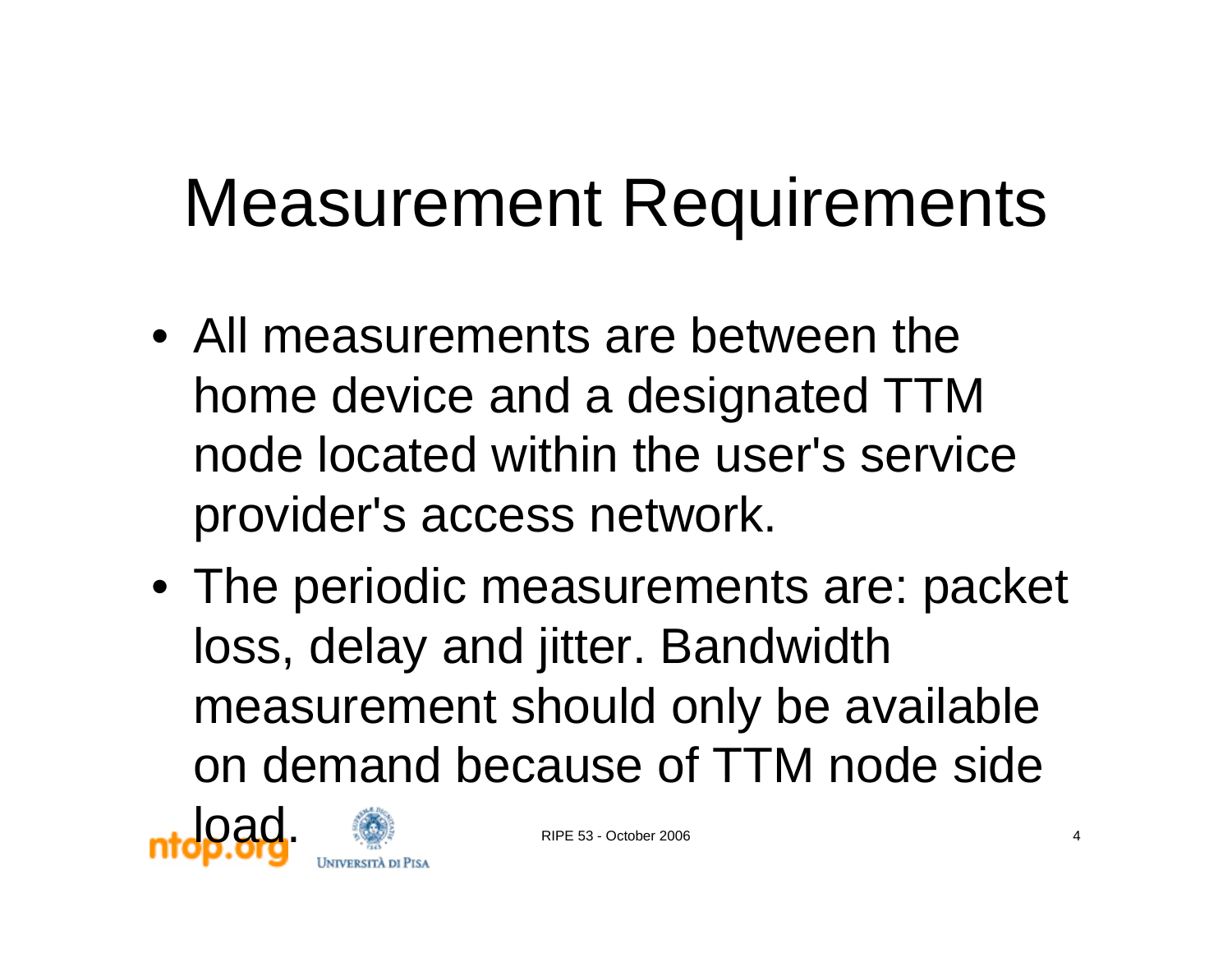# Measurement Requirements

- All measurements are between the home device and a designated TTM node located within the user's service provider's access network.
- The periodic measurements are: packet loss, delay and jitter. Bandwidth measurement should only be available on demand because of TTM node side load.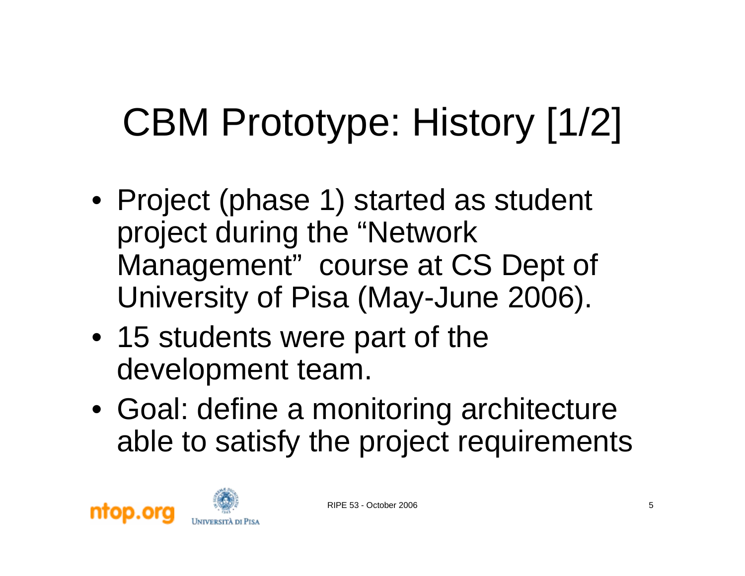# CBM Prototype: History [1/2]

- Project (phase 1) started as student project during the "Network Management" course at CS Dept of University of Pisa (May-June 2006).
- 15 students were part of the development team.
- Goal: define a monitoring architecture able to satisfy the project requirements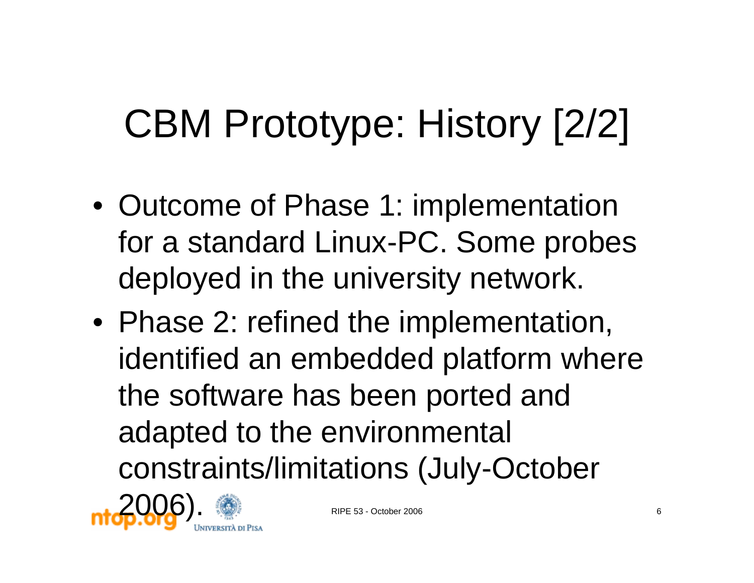# CBM Prototype: History [2/2]

- Outcome of Phase 1: implementation for a standard Linux-PC. Some probes deployed in the university network.
- Phase 2: refined the implementation, identified an embedded platform where the software has been ported and adapted to the environmental constraints/limitations (July-October 2006).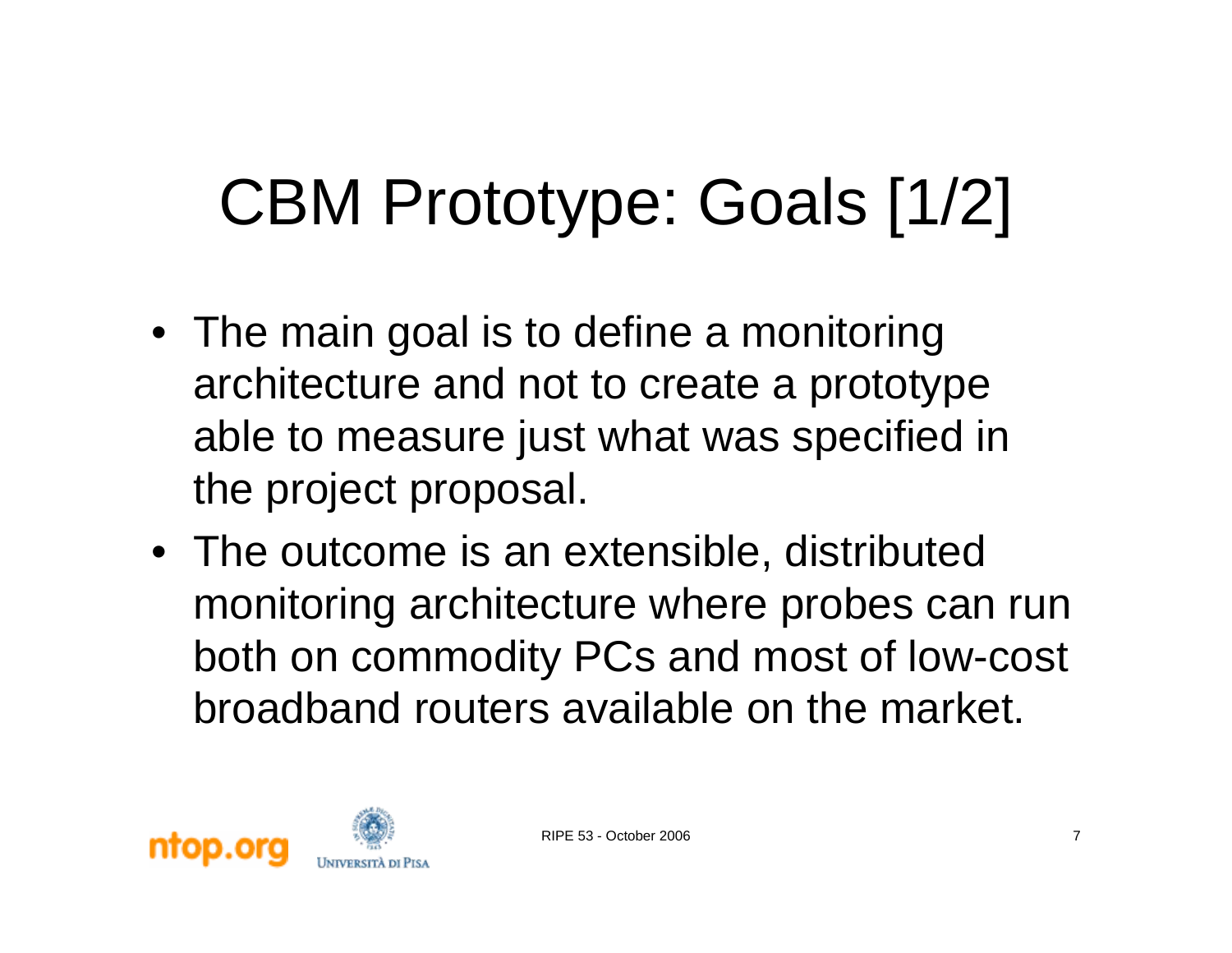# CBM Prototype: Goals [1/2]

- The main goal is to define a monitoring architecture and not to create a prototype able to measure just what was specified in the project proposal.
- The outcome is an extensible, distributed monitoring architecture where probes can run both on commodity PCs and most of low-cost broadband routers available on the market.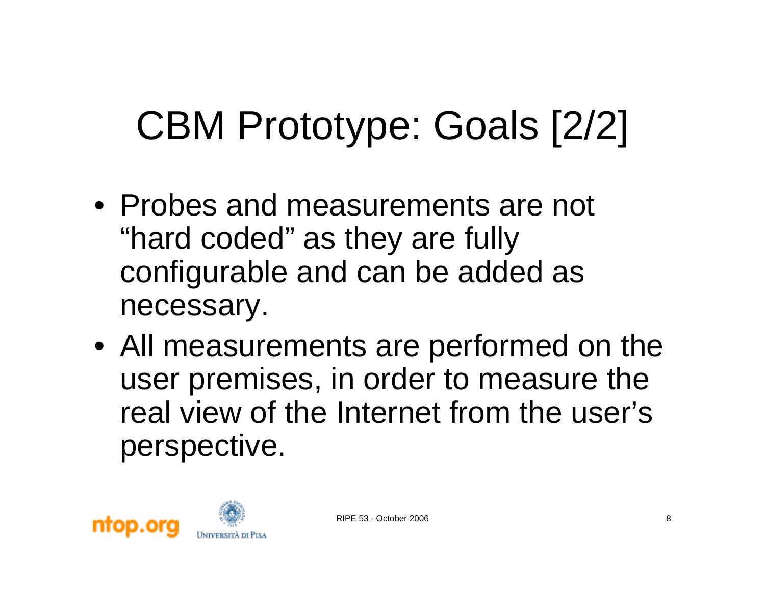# CBM Prototype: Goals [2/2]

- Probes and measurements are not "hard coded" as they are fully configurable and can be added as necessary.
- All measurements are performed on the user premises, in order to measure the real view of the Internet from the user's perspective.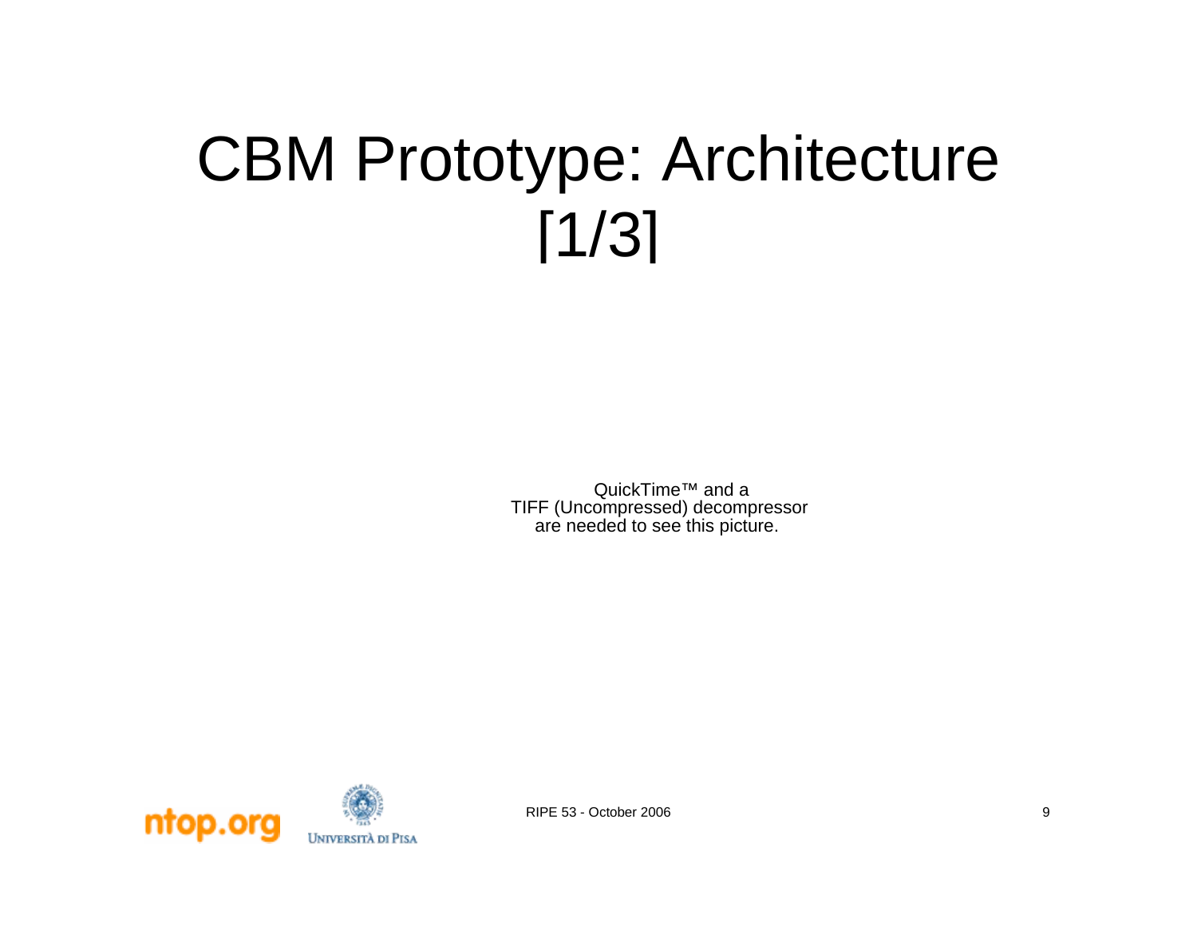# CBM Prototype: Architecture [1/3]

QuickTime™ and a
TIFF (Uncompressed) decompressor
are needed to see this picture.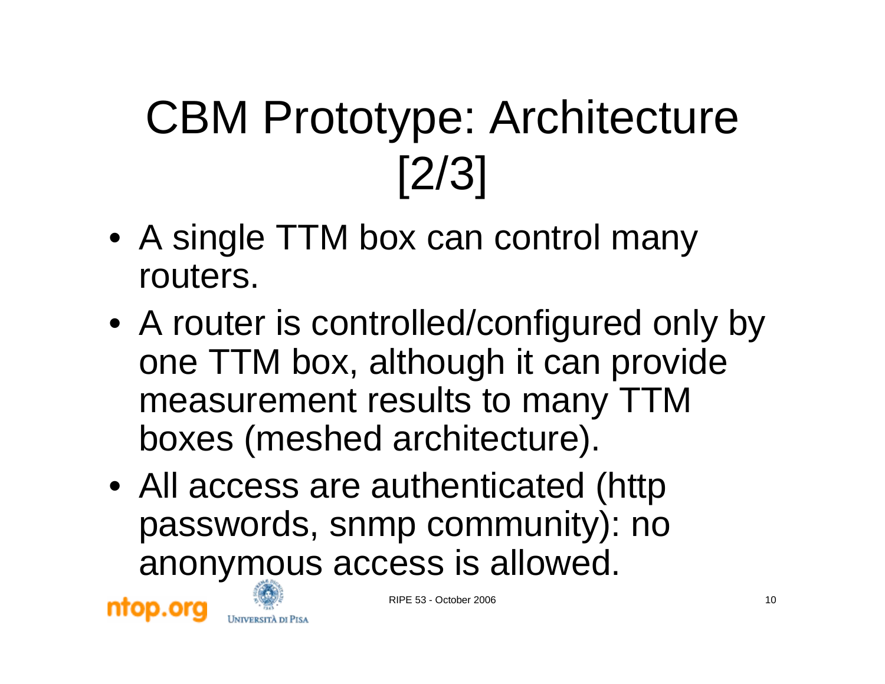# CBM Prototype: Architecture [2/3]

- A single TTM box can control many routers.
- A router is controlled/configured only by one TTM box, although it can provide measurement results to many TTM boxes (meshed architecture).
- All access are authenticated (http passwords, snmp community): no anonymous access is allowed.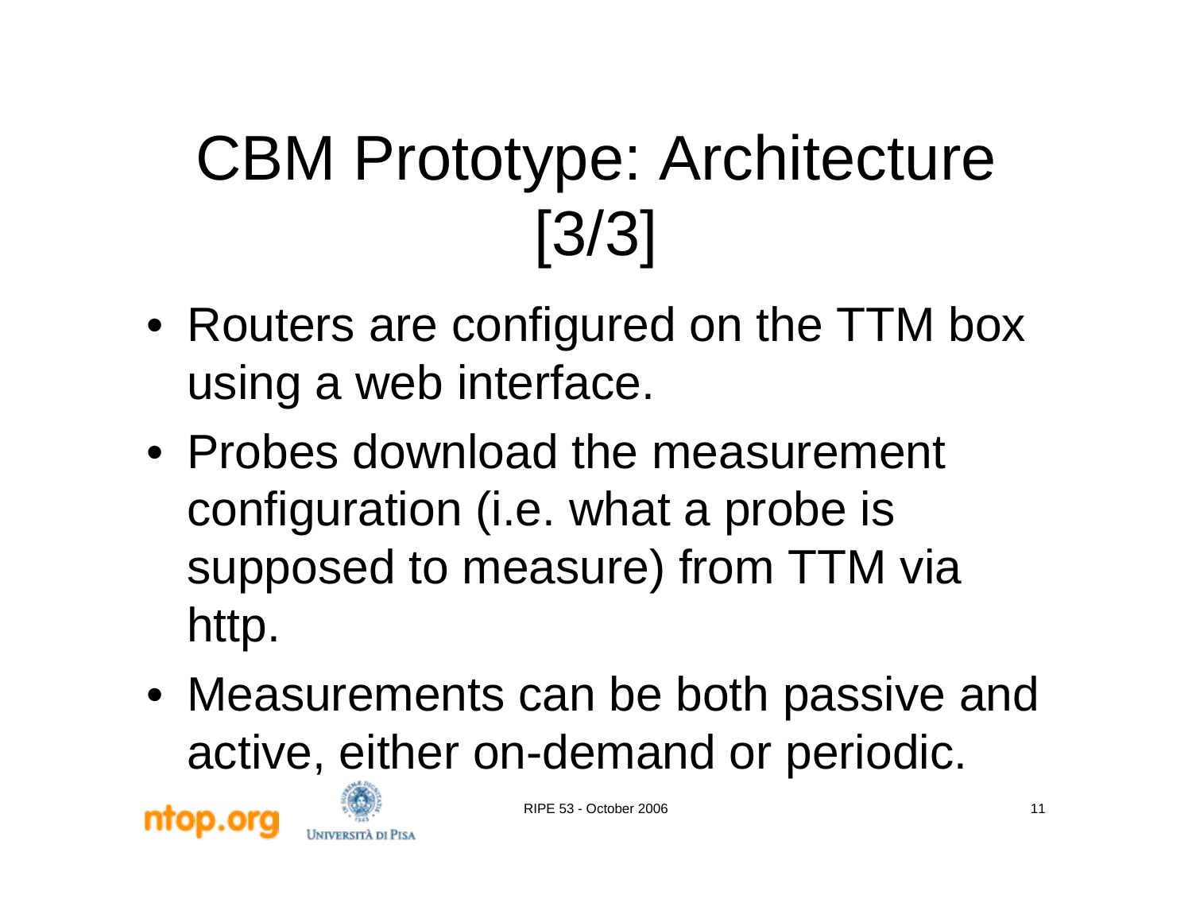# CBM Prototype: Architecture [3/3]

- Routers are configured on the TTM box using a web interface.
- Probes download the measurement configuration (i.e. what a probe is supposed to measure) from TTM via http.
- Measurements can be both passive and active, either on-demand or periodic.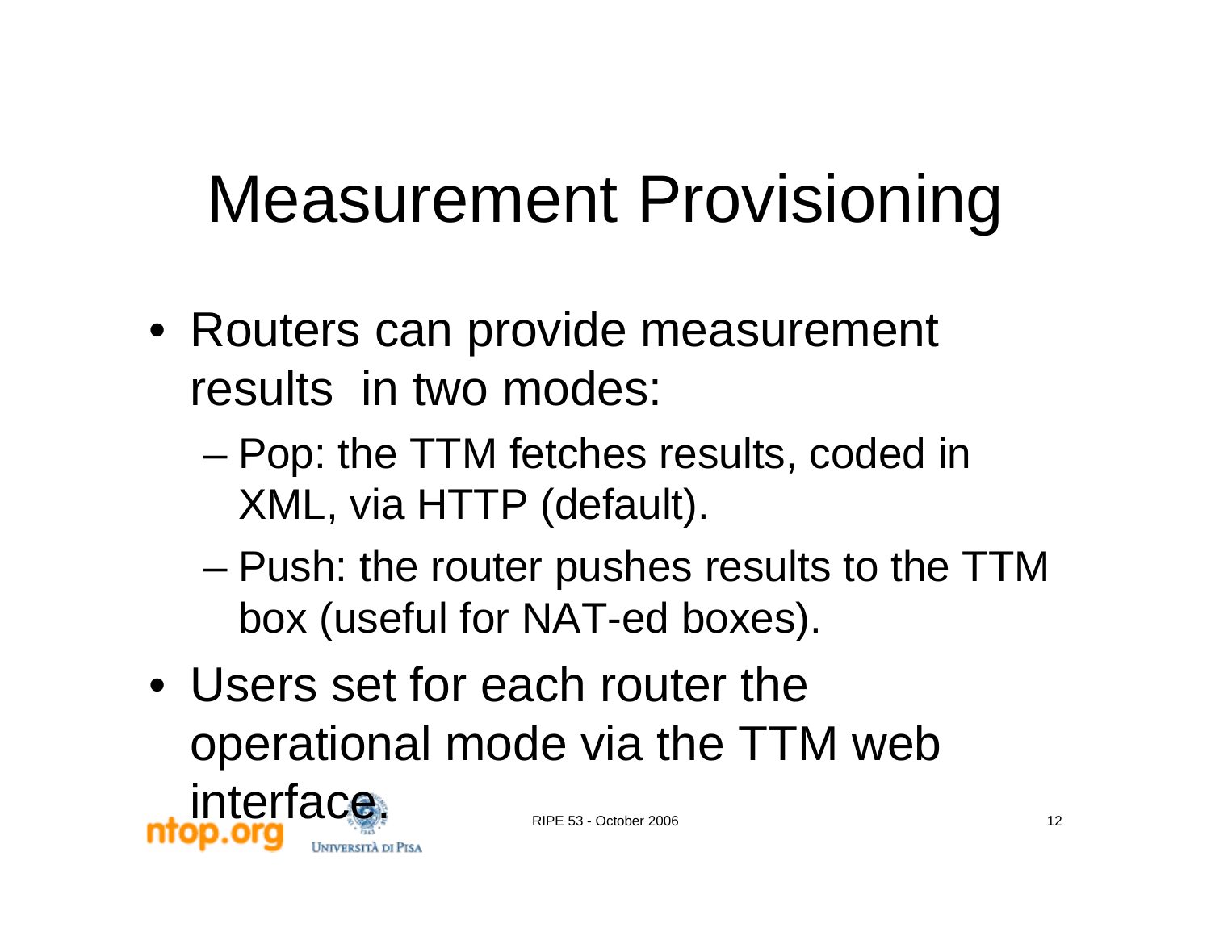# Measurement Provisioning

- Routers can provide measurement results in two modes:
  - Pop: the TTM fetches results, coded in XML, via HTTP (default).
  - Push: the router pushes results to the TTM box (useful for NAT-ed boxes).
- Users set for each router the operational mode via the TTM web interface.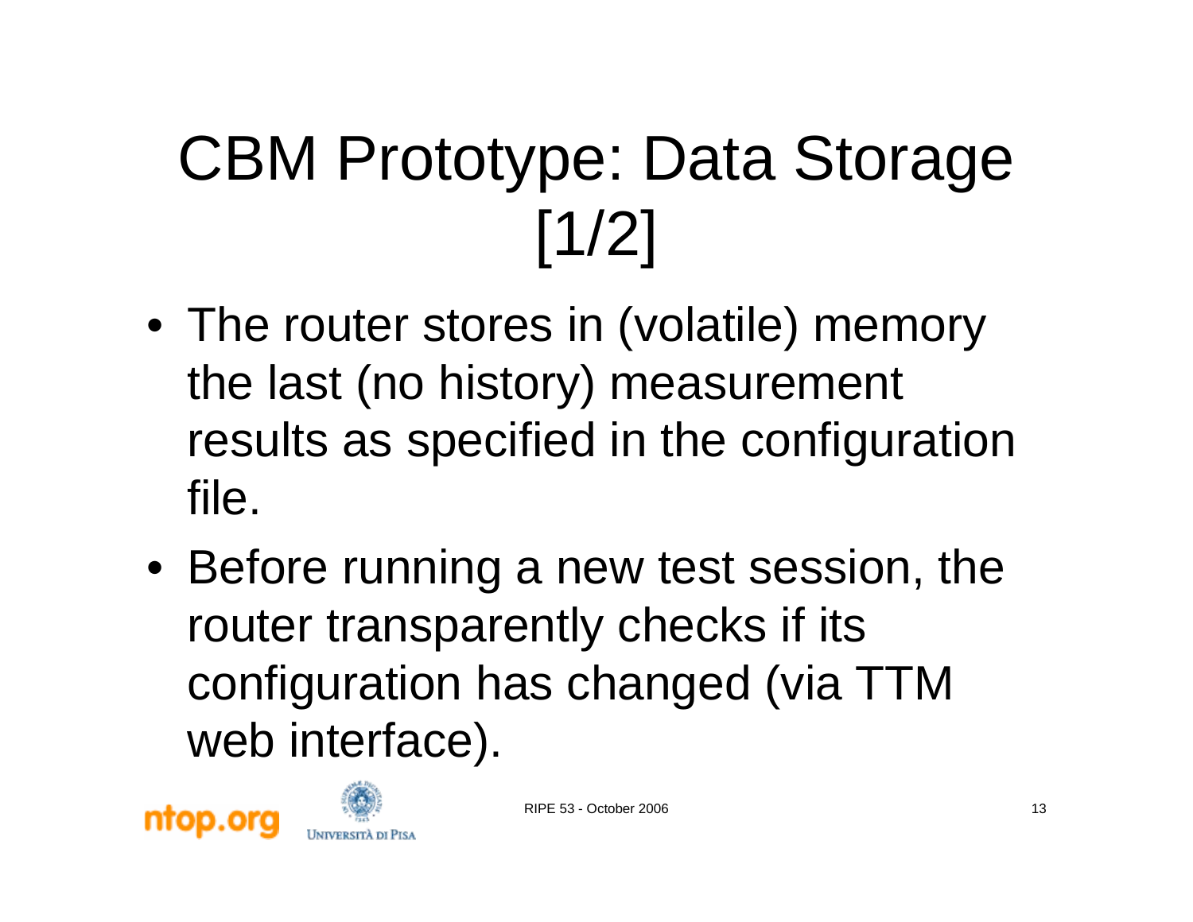# CBM Prototype: Data Storage [1/2]

- The router stores in (volatile) memory the last (no history) measurement results as specified in the configuration file.
- Before running a new test session, the router transparently checks if its configuration has changed (via TTM web interface).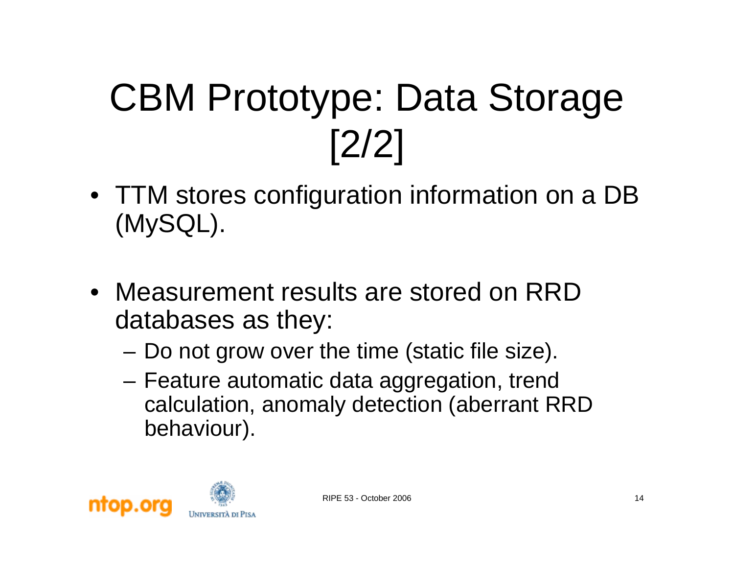# CBM Prototype: Data Storage [2/2]

- TTM stores configuration information on a DB (MySQL).
- Measurement results are stored on RRD databases as they:
  - Do not grow over the time (static file size).
  - Feature automatic data aggregation, trend calculation, anomaly detection (aberrant RRD behaviour).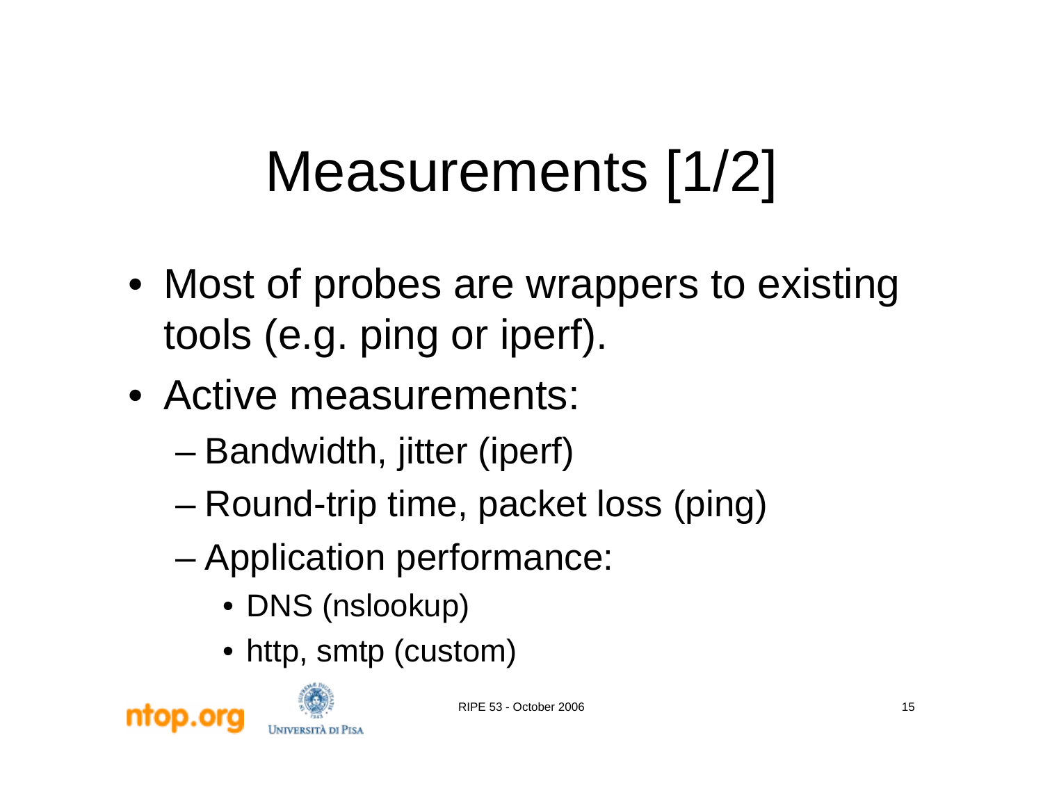# Measurements [1/2]

- Most of probes are wrappers to existing tools (e.g. ping or iperf).
- Active measurements:
  - Bandwidth, jitter (iperf)
  - Round-trip time, packet loss (ping)
  - Application performance:
    - DNS (nslookup)
    - http, smtp (custom)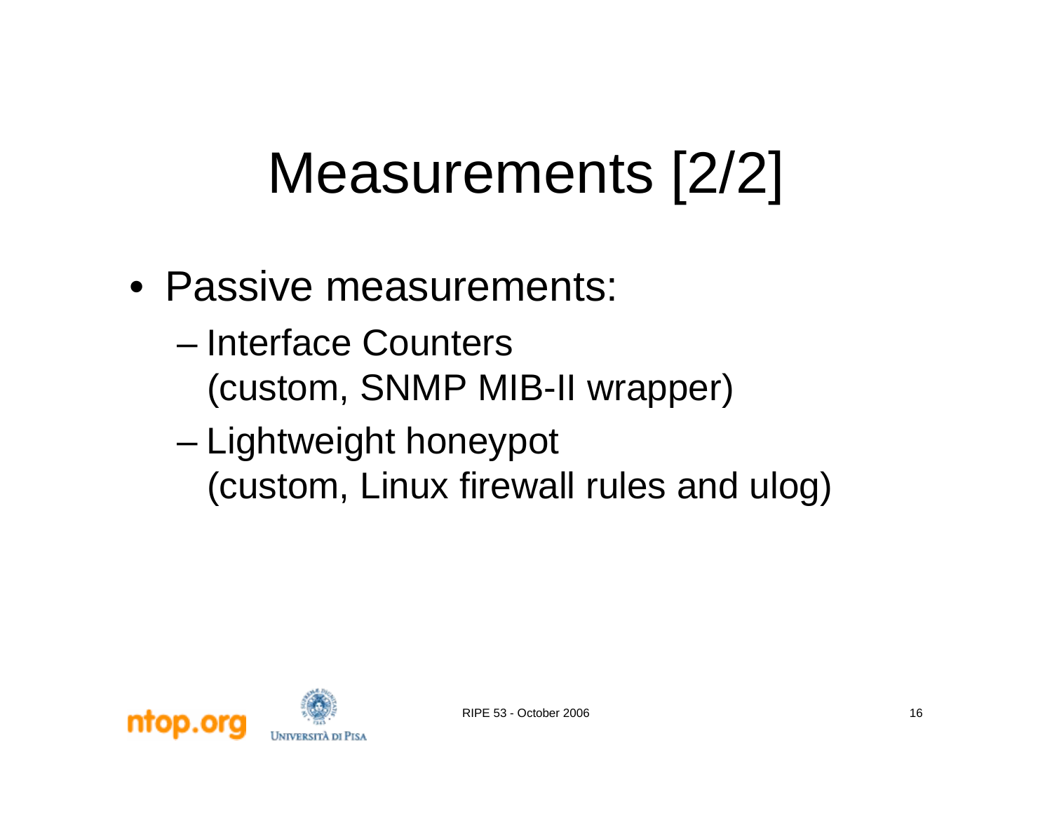# Measurements [2/2]

- Passive measurements:
  - Interface Counters (custom, SNMP MIB-II wrapper)
  - Lightweight honeypot (custom, Linux firewall rules and ulog)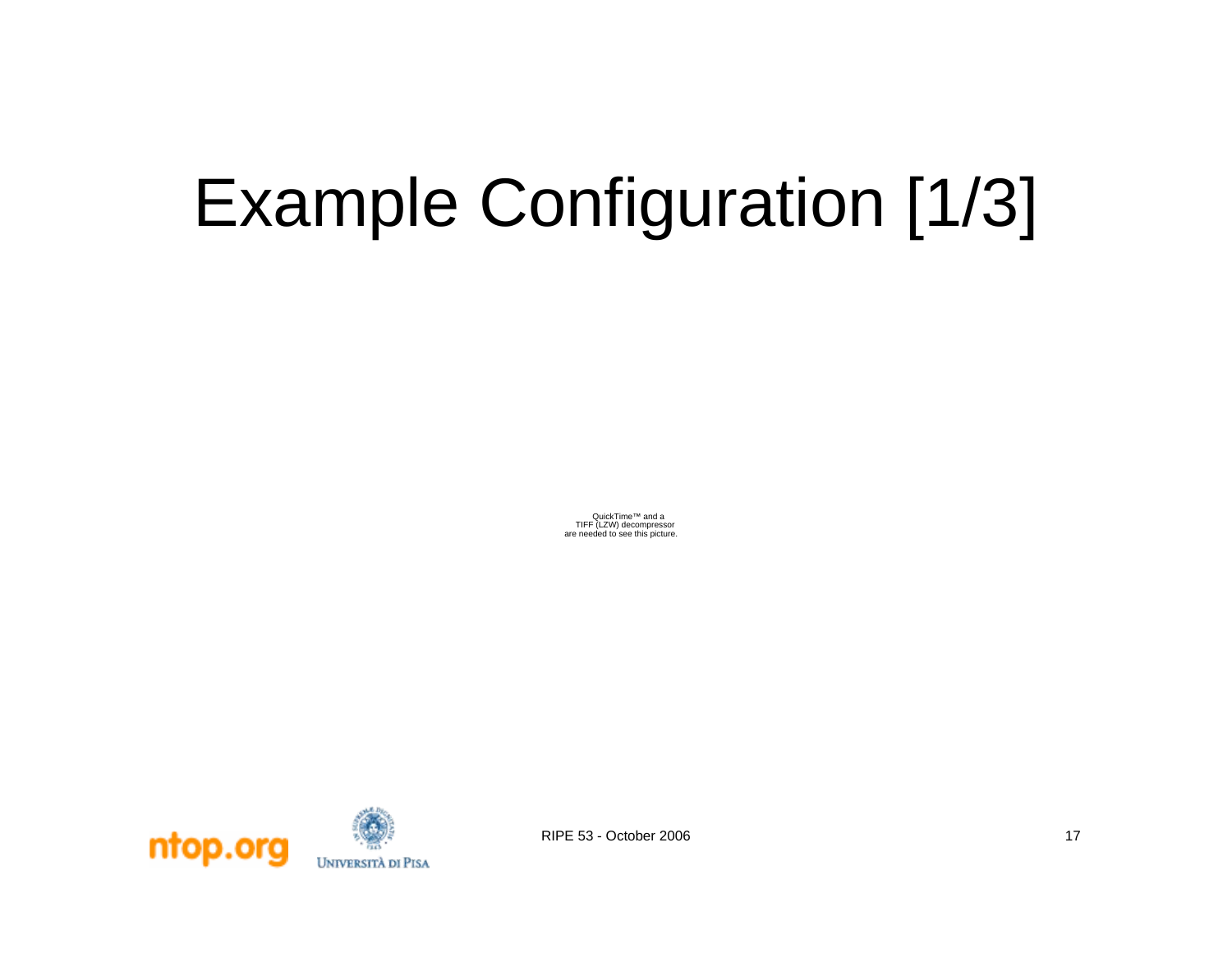# Example Configuration [1/3]

QuickTime™ and a
TIFF (LZW) decompressor
are needed to see this picture.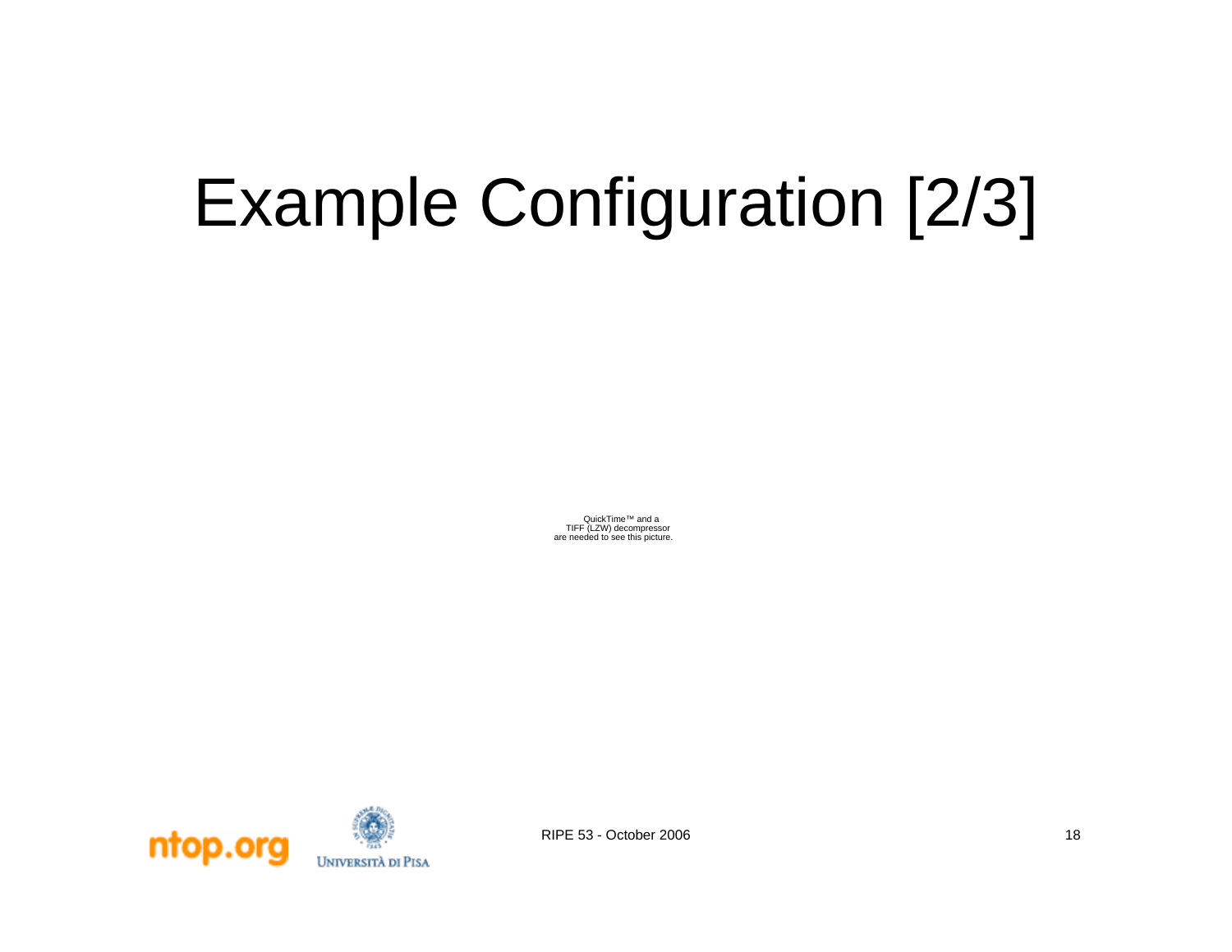# Example Configuration [2/3]

QuickTime™ and a
TIFF (LZW) decompressor
are needed to see this picture.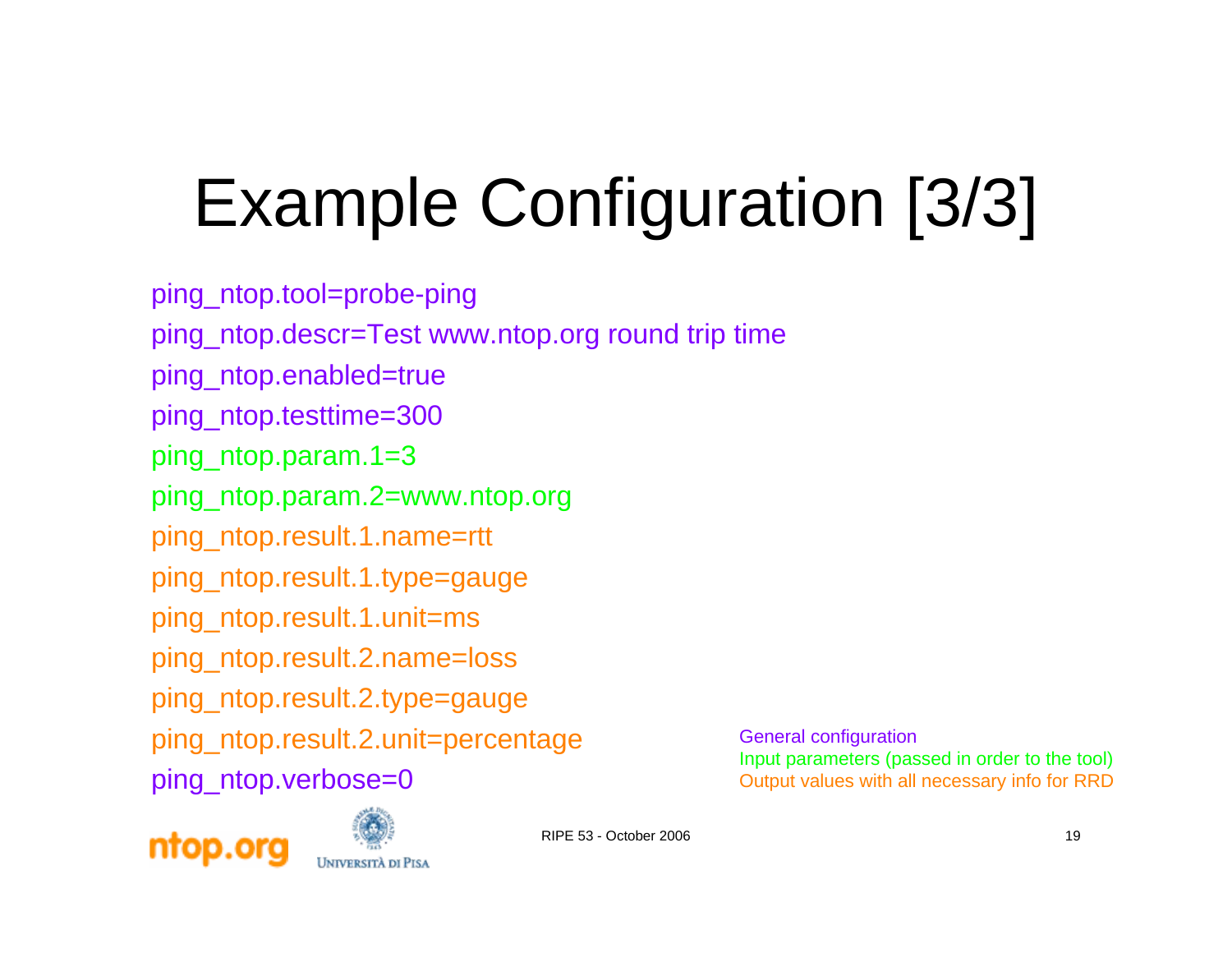# Example Configuration [3/3]

```
ping_ntop.tool=probe-ping
ping_ntop.descr=Test www.ntop.org round trip time
ping_ntop.enabled=true
ping_ntop.testtime=300
ping_ntop.param.1=3
ping_ntop.param.2=www.ntop.org
ping_ntop.result.1.name=rtt
ping_ntop.result.1.type=gauge
ping_ntop.result.1.unit=ms
ping_ntop.result.2.name=loss
ping_ntop.result.2.type=gauge
ping_ntop.result.2.unit=percentage
ping_ntop.verbose=0
```

General configuration
Input parameters (passed in order to the tool)
Output values with all necessary info for RRD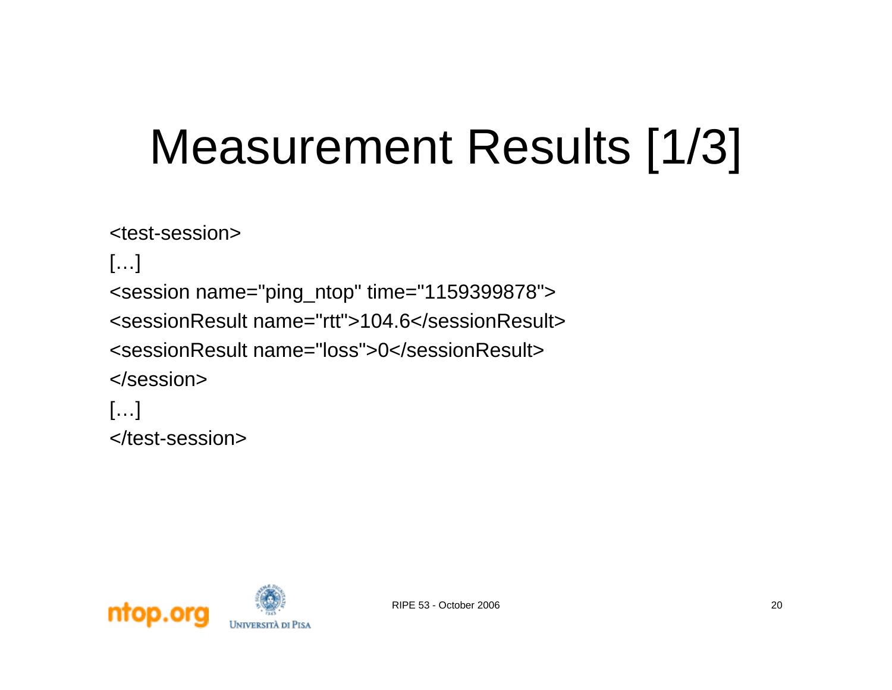# Measurement Results [1/3]

```
<test-session>
[…]
<session name="ping_ntop" time="1159399878">
<sessionResult name="rtt">104.6</sessionResult>
<sessionResult name="loss">0</sessionResult>
</session>
[…]
</test-session>
```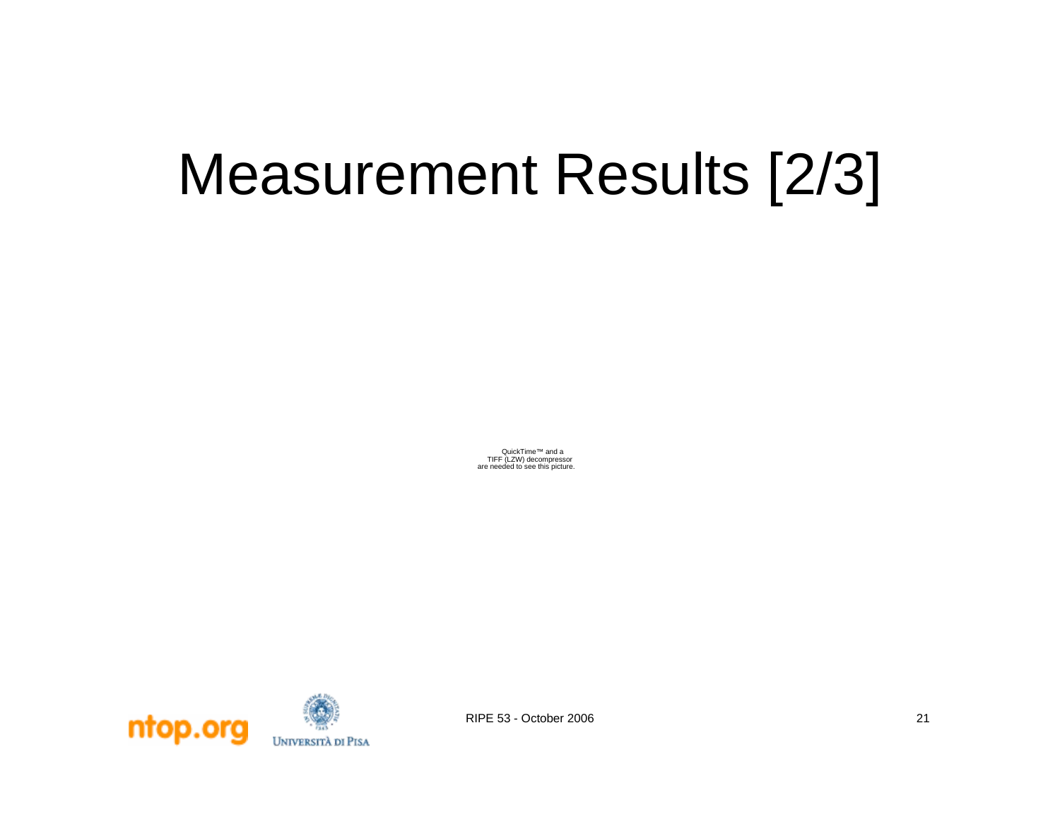# Measurement Results [2/3]

QuickTime™ and a
TIFF (LZW) decompressor
are needed to see this picture.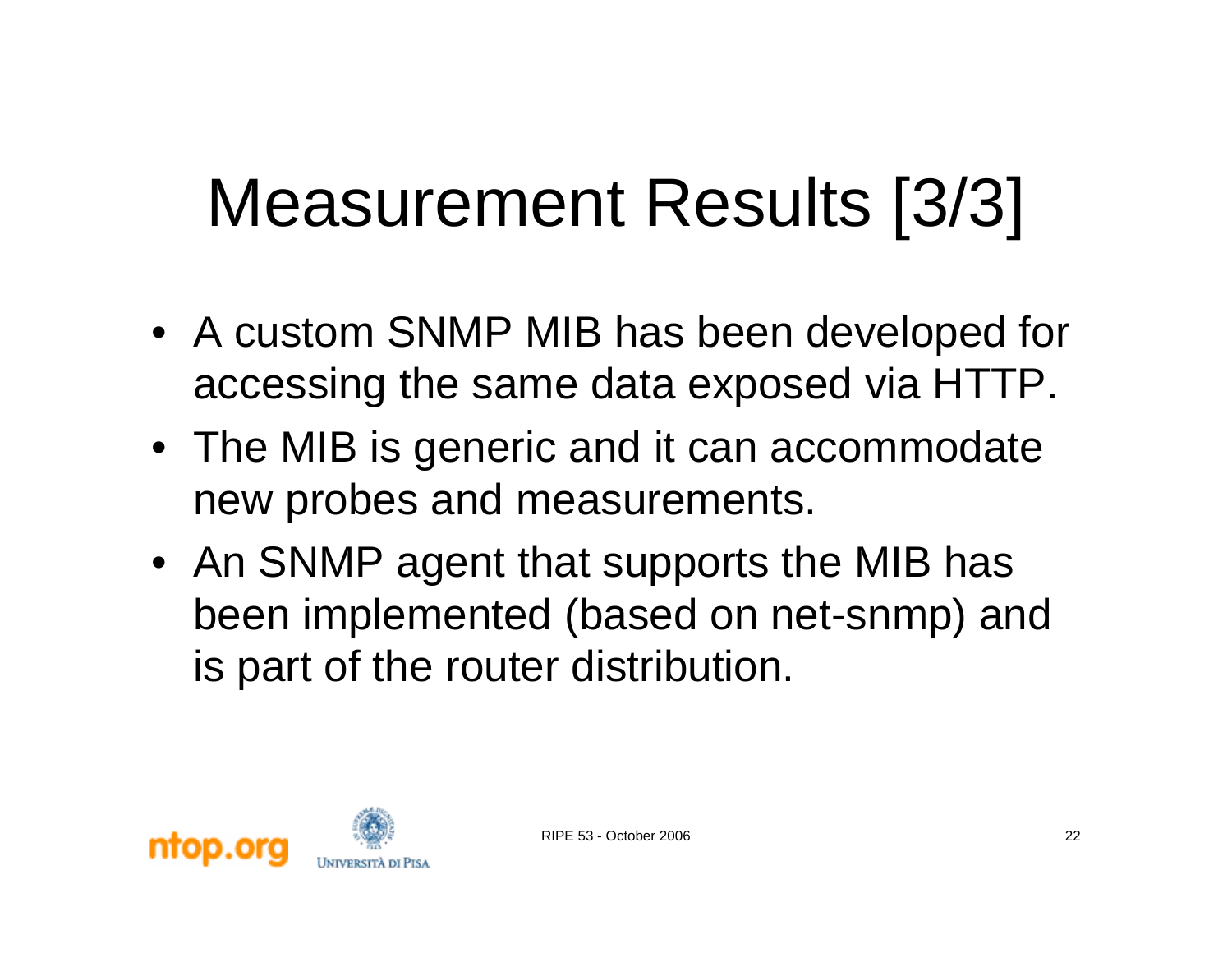# Measurement Results [3/3]

- A custom SNMP MIB has been developed for accessing the same data exposed via HTTP.
- The MIB is generic and it can accommodate new probes and measurements.
- An SNMP agent that supports the MIB has been implemented (based on net-snmp) and is part of the router distribution.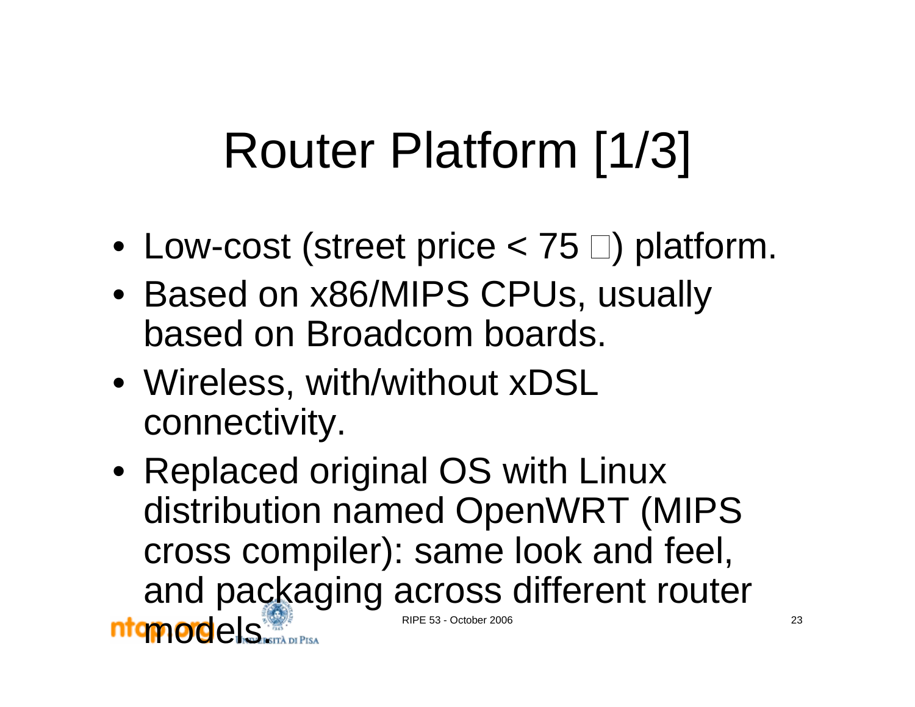# Router Platform [1/3]

- Low-cost (street price < 75 □) platform.
- Based on x86/MIPS CPUs, usually based on Broadcom boards.
- Wireless, with/without xDSL connectivity.
- Replaced original OS with Linux distribution named OpenWRT (MIPS cross compiler): same look and feel, and packaging across different router models.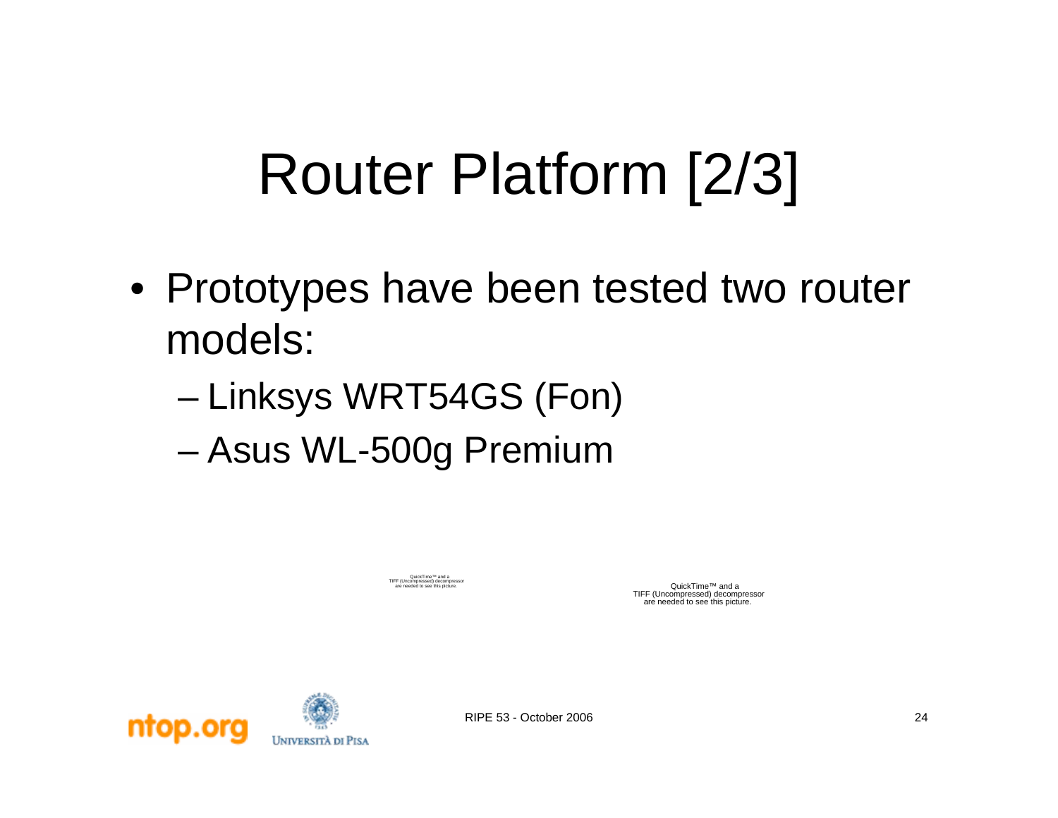# Router Platform [2/3]

- Prototypes have been tested two router models:
  - Linksys WRT54GS (Fon)
  - Asus WL-500g Premium

QuickTime™ and a TIFF (Uncompressed) decompressor are needed to see this picture.

QuickTime™ and a TIFF (Uncompressed) decompressor are needed to see this picture.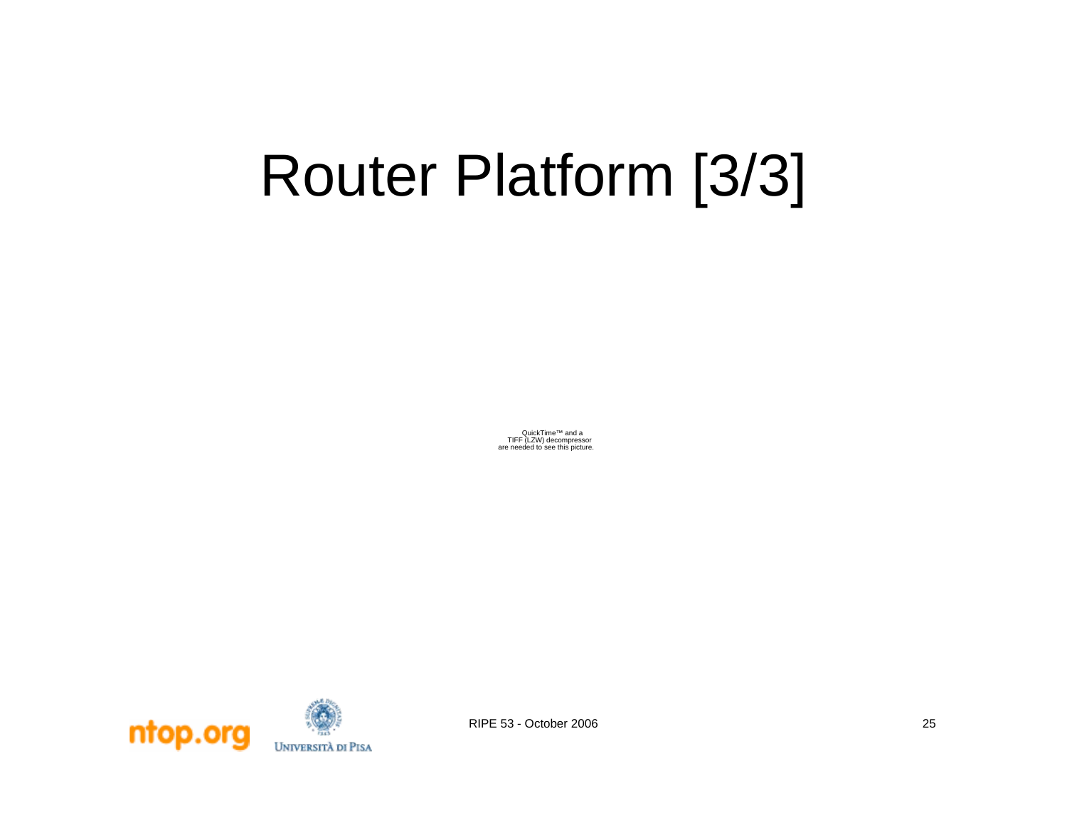# Router Platform [3/3]

QuickTime™ and a
TIFF (LZW) decompressor
are needed to see this picture.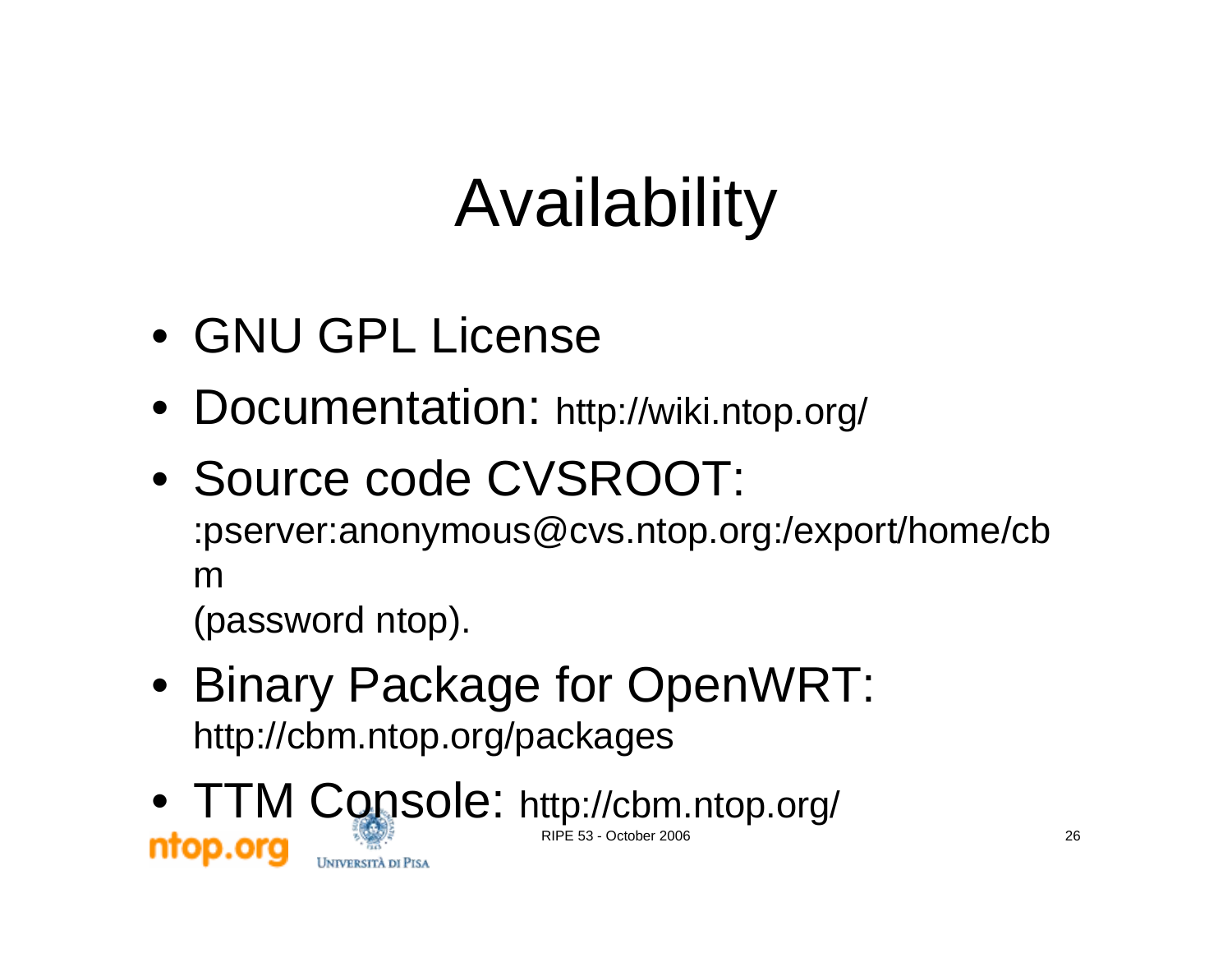# Availability

- GNU GPL License
- Documentation: http://wiki.ntop.org/
- Source code CVSROOT: :pserver:anonymous@cvs.ntop.org:/export/home/cbm (password ntop).
- Binary Package for OpenWRT: http://cbm.ntop.org/packages
- TTM Console: http://cbm.ntop.org/